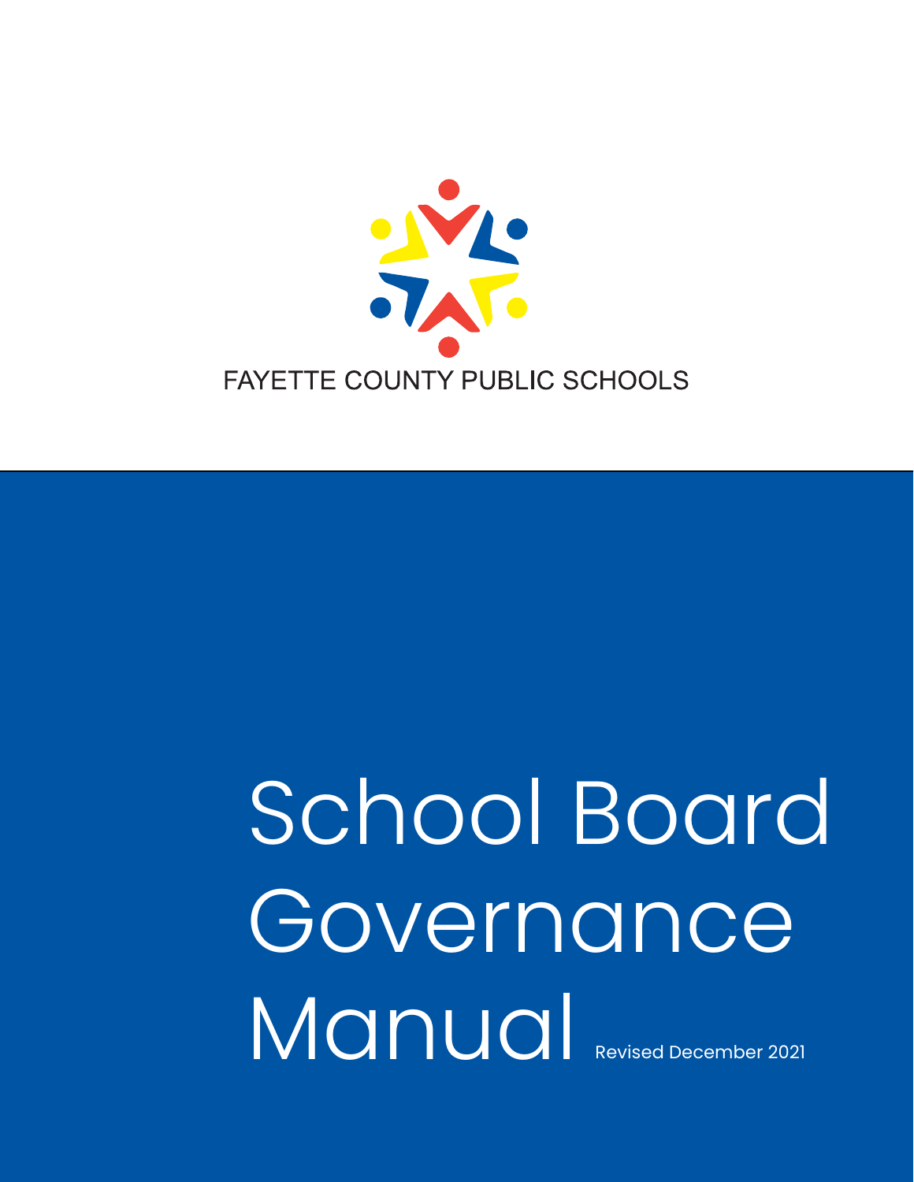FAYETTE COUNTY PUBLIC SCHOOLS

# School Board Governance Manual

Revised December 2021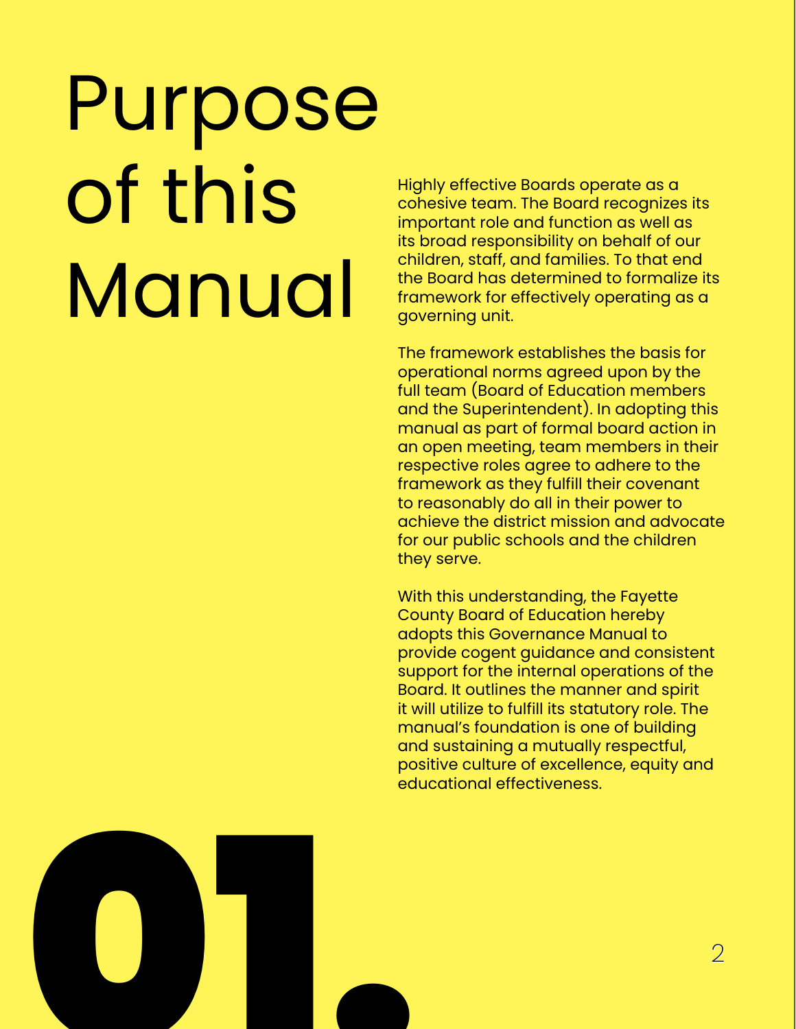# Purpose of this Manual

Highly effective Boards operate as a cohesive team. The Board recognizes its important role and function as well as its broad responsibility on behalf of our children, staff, and families. To that end the Board has determined to formalize its framework for effectively operating as a governing unit.

The framework establishes the basis for operational norms agreed upon by the full team (Board of Education members and the Superintendent). In adopting this manual as part of formal board action in an open meeting, team members in their respective roles agree to adhere to the framework as they fulfill their covenant to reasonably do all in their power to achieve the district mission and advocate for our public schools and the children they serve.

With this understanding, the Fayette County Board of Education hereby adopts this Governance Manual to provide cogent guidance and consistent support for the internal operations of the Board. It outlines the manner and spirit it will utilize to fulfill its statutory role. The manual's foundation is one of building and sustaining a mutually respectful, positive culture of excellence, equity and educational effectiveness.

01.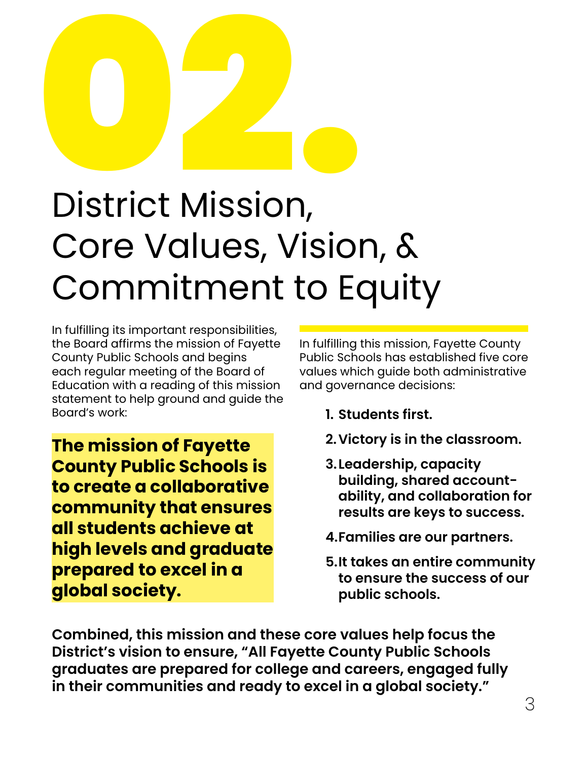# 02.

# District Mission, Core Values, Vision, & Commitment to Equity

In fulfilling its important responsibilities, the Board affirms the mission of Fayette County Public Schools and begins each regular meeting of the Board of Education with a reading of this mission statement to help ground and guide the Board's work:

**The mission of Fayette County Public Schools is to create a collaborative community that ensures all students achieve at high levels and graduate prepared to excel in a global society.**

In fulfilling this mission, Fayette County Public Schools has established five core values which guide both administrative and governance decisions:

1. **Students first.**
2. **Victory is in the classroom.**
3. **Leadership, capacity building, shared accountability, and collaboration for results are keys to success.**
4. **Families are our partners.**
5. **It takes an entire community to ensure the success of our public schools.**

**Combined, this mission and these core values help focus the District's vision to ensure, "All Fayette County Public Schools graduates are prepared for college and careers, engaged fully in their communities and ready to excel in a global society."**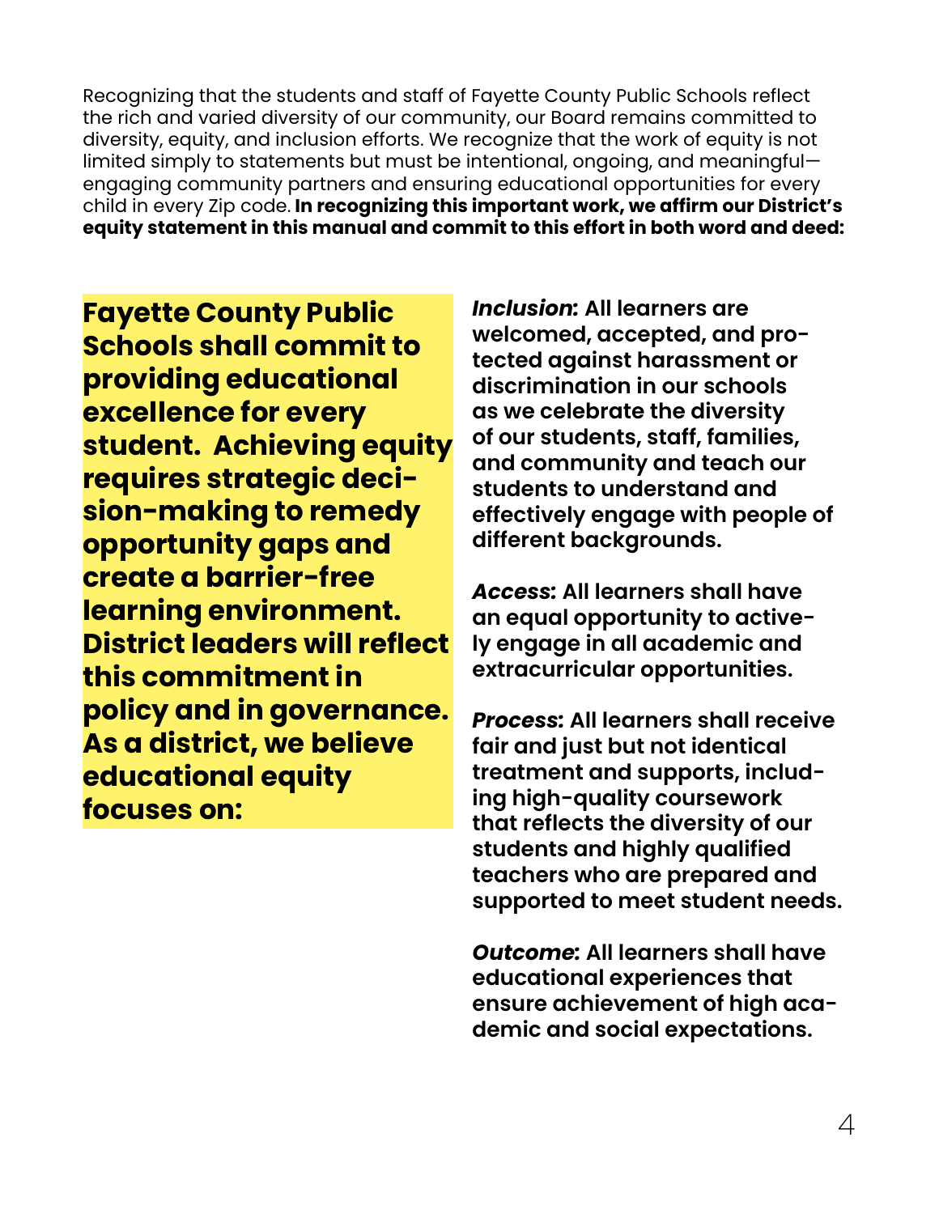Recognizing that the students and staff of Fayette County Public Schools reflect the rich and varied diversity of our community, our Board remains committed to diversity, equity, and inclusion efforts. We recognize that the work of equity is not limited simply to statements but must be intentional, ongoing, and meaningful—engaging community partners and ensuring educational opportunities for every child in every Zip code. **In recognizing this important work, we affirm our District's equity statement in this manual and commit to this effort in both word and deed:**

**Fayette County Public Schools shall commit to providing educational excellence for every student. Achieving equity requires strategic decision-making to remedy opportunity gaps and create a barrier-free learning environment. District leaders will reflect this commitment in policy and in governance. As a district, we believe educational equity focuses on:**

***Inclusion:*** **All learners are welcomed, accepted, and protected against harassment or discrimination in our schools as we celebrate the diversity of our students, staff, families, and community and teach our students to understand and effectively engage with people of different backgrounds.**

***Access:*** **All learners shall have an equal opportunity to actively engage in all academic and extracurricular opportunities.**

***Process:*** **All learners shall receive fair and just but not identical treatment and supports, including high-quality coursework that reflects the diversity of our students and highly qualified teachers who are prepared and supported to meet student needs.**

***Outcome:*** **All learners shall have educational experiences that ensure achievement of high academic and social expectations.**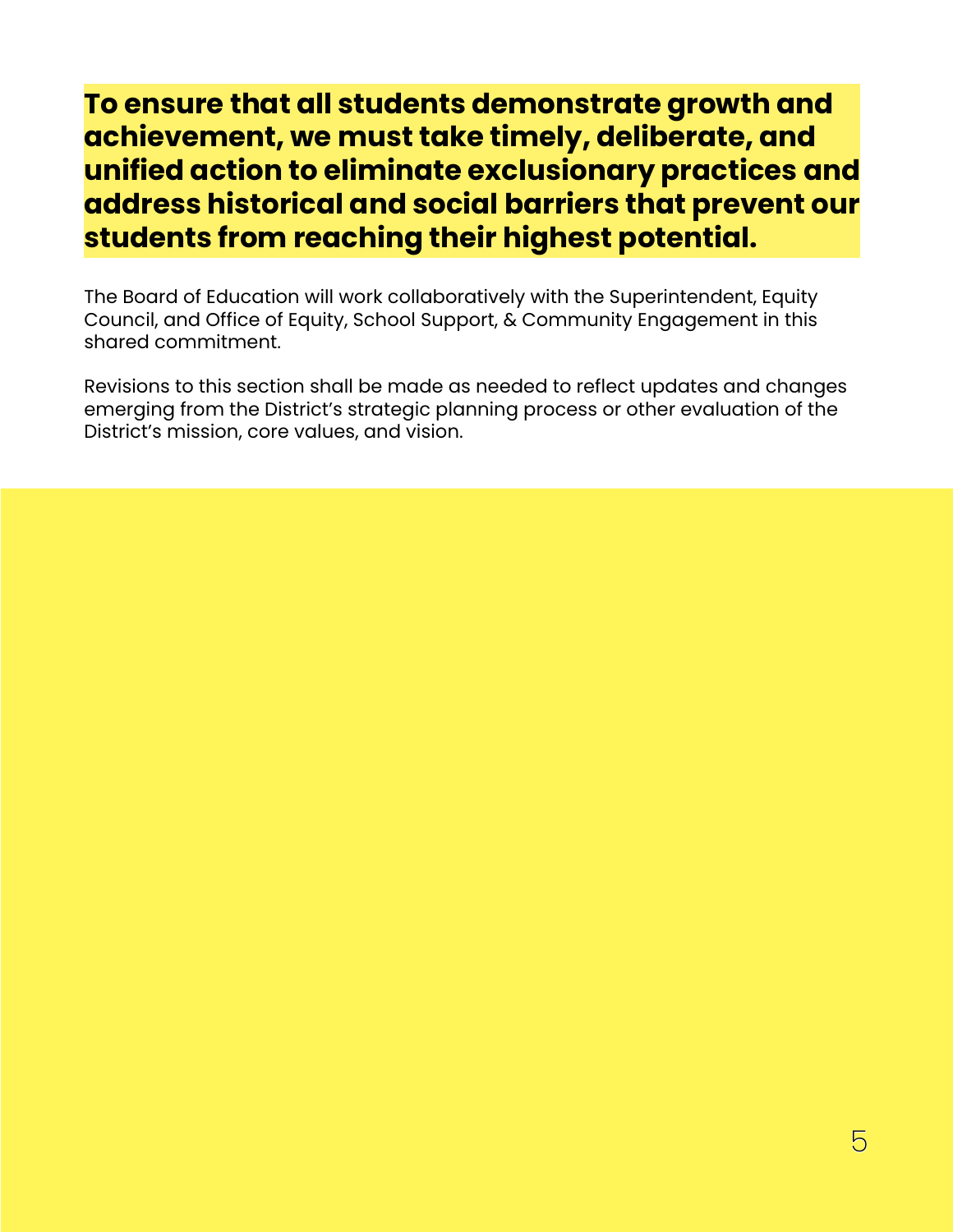**To ensure that all students demonstrate growth and achievement, we must take timely, deliberate, and unified action to eliminate exclusionary practices and address historical and social barriers that prevent our students from reaching their highest potential.**

The Board of Education will work collaboratively with the Superintendent, Equity Council, and Office of Equity, School Support, & Community Engagement in this shared commitment.

Revisions to this section shall be made as needed to reflect updates and changes emerging from the District's strategic planning process or other evaluation of the District's mission, core values, and vision.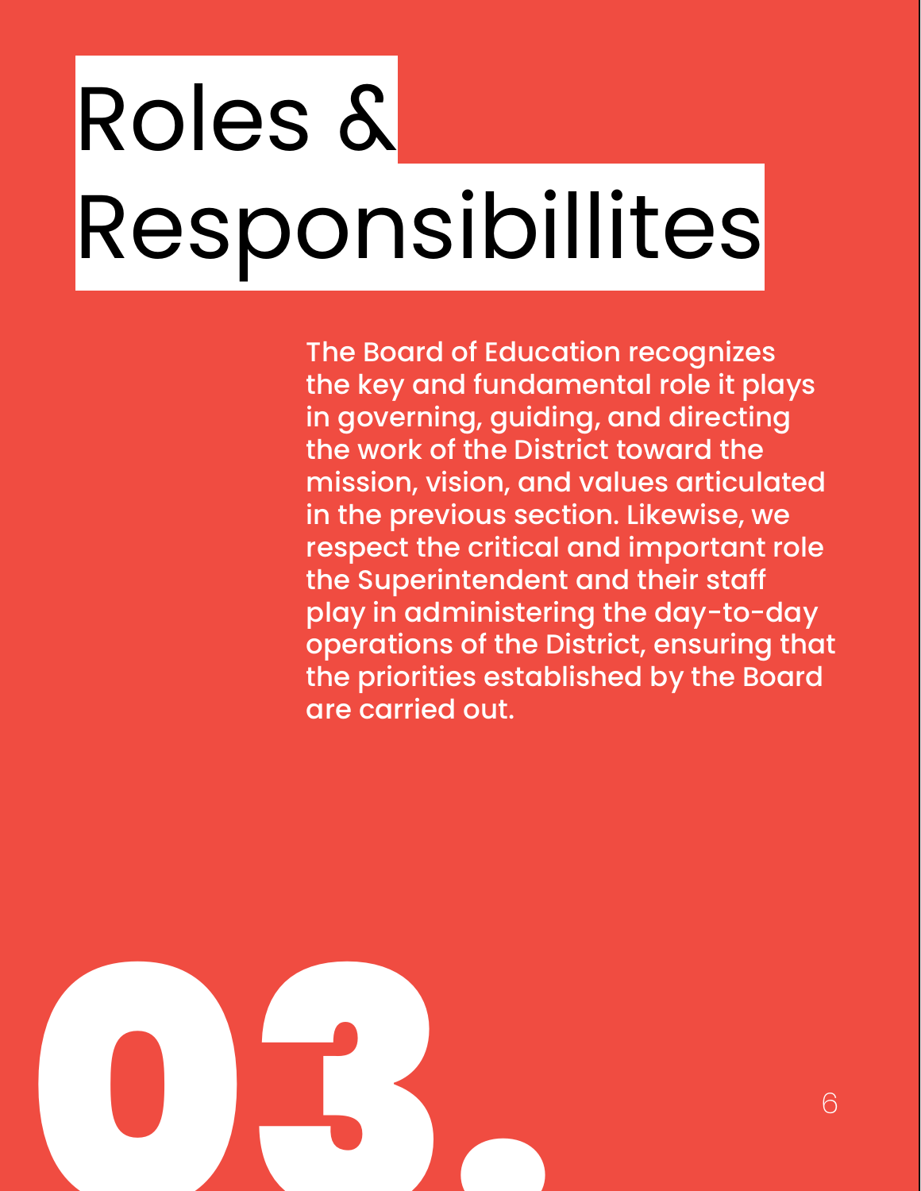# Roles & Responsibillites

The Board of Education recognizes the key and fundamental role it plays in governing, guiding, and directing the work of the District toward the mission, vision, and values articulated in the previous section. Likewise, we respect the critical and important role the Superintendent and their staff play in administering the day-to-day operations of the District, ensuring that the priorities established by the Board are carried out.

03.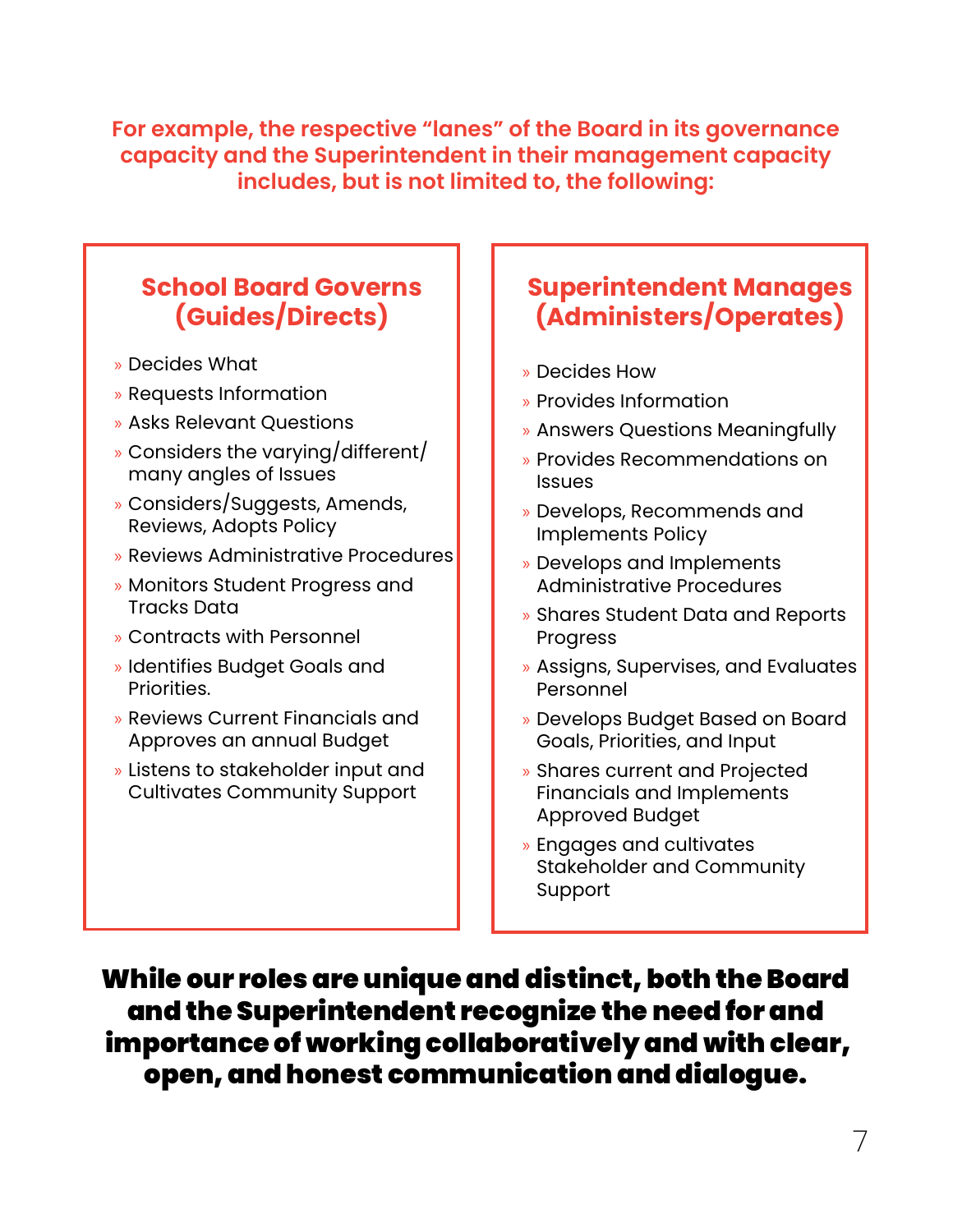**For example, the respective "lanes" of the Board in its governance capacity and the Superintendent in their management capacity includes, but is not limited to, the following:**

## School Board Governs (Guides/Directs)

- Decides What
- Requests Information
- Asks Relevant Questions
- Considers the varying/different/many angles of Issues
- Considers/Suggests, Amends, Reviews, Adopts Policy
- Reviews Administrative Procedures
- Monitors Student Progress and Tracks Data
- Contracts with Personnel
- Identifies Budget Goals and Priorities.
- Reviews Current Financials and Approves an annual Budget
- Listens to stakeholder input and Cultivates Community Support

## Superintendent Manages (Administers/Operates)

- Decides How
- Provides Information
- Answers Questions Meaningfully
- Provides Recommendations on Issues
- Develops, Recommends and Implements Policy
- Develops and Implements Administrative Procedures
- Shares Student Data and Reports Progress
- Assigns, Supervises, and Evaluates Personnel
- Develops Budget Based on Board Goals, Priorities, and Input
- Shares current and Projected Financials and Implements Approved Budget
- Engages and cultivates Stakeholder and Community Support

**While our roles are unique and distinct, both the Board and the Superintendent recognize the need for and importance of working collaboratively and with clear, open, and honest communication and dialogue.**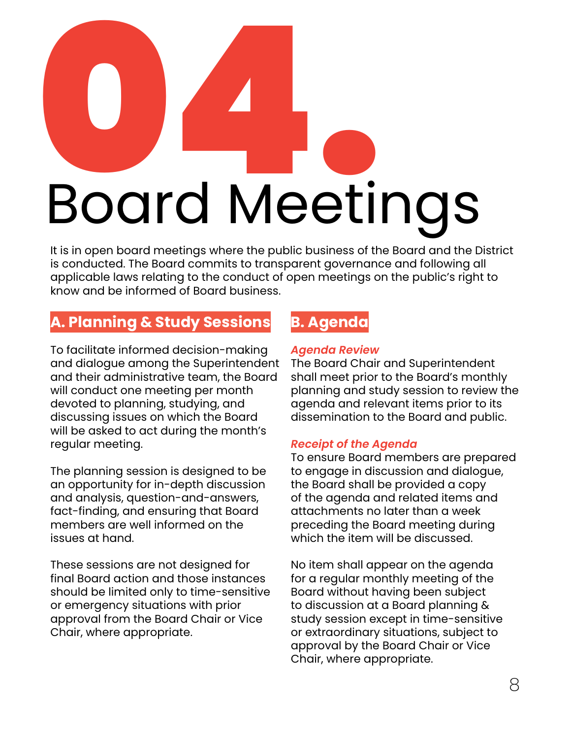# 04. Board Meetings

It is in open board meetings where the public business of the Board and the District is conducted. The Board commits to transparent governance and following all applicable laws relating to the conduct of open meetings on the public's right to know and be informed of Board business.

## A. Planning & Study Sessions

To facilitate informed decision-making and dialogue among the Superintendent and their administrative team, the Board will conduct one meeting per month devoted to planning, studying, and discussing issues on which the Board will be asked to act during the month's regular meeting.

The planning session is designed to be an opportunity for in-depth discussion and analysis, question-and-answers, fact-finding, and ensuring that Board members are well informed on the issues at hand.

These sessions are not designed for final Board action and those instances should be limited only to time-sensitive or emergency situations with prior approval from the Board Chair or Vice Chair, where appropriate.

## B. Agenda

### *Agenda Review*

The Board Chair and Superintendent shall meet prior to the Board's monthly planning and study session to review the agenda and relevant items prior to its dissemination to the Board and public.

### *Receipt of the Agenda*

To ensure Board members are prepared to engage in discussion and dialogue, the Board shall be provided a copy of the agenda and related items and attachments no later than a week preceding the Board meeting during which the item will be discussed.

No item shall appear on the agenda for a regular monthly meeting of the Board without having been subject to discussion at a Board planning & study session except in time-sensitive or extraordinary situations, subject to approval by the Board Chair or Vice Chair, where appropriate.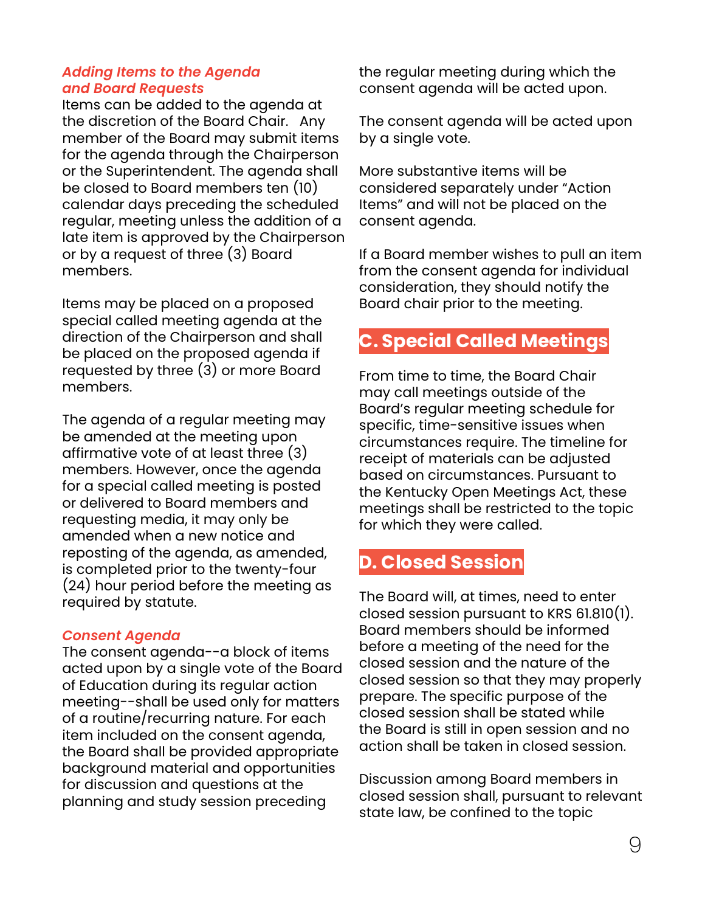### *Adding Items to the Agenda and Board Requests*

Items can be added to the agenda at the discretion of the Board Chair. Any member of the Board may submit items for the agenda through the Chairperson or the Superintendent. The agenda shall be closed to Board members ten (10) calendar days preceding the scheduled regular, meeting unless the addition of a late item is approved by the Chairperson or by a request of three (3) Board members.

Items may be placed on a proposed special called meeting agenda at the direction of the Chairperson and shall be placed on the proposed agenda if requested by three (3) or more Board members.

The agenda of a regular meeting may be amended at the meeting upon affirmative vote of at least three (3) members. However, once the agenda for a special called meeting is posted or delivered to Board members and requesting media, it may only be amended when a new notice and reposting of the agenda, as amended, is completed prior to the twenty-four (24) hour period before the meeting as required by statute.

### *Consent Agenda*

The consent agenda--a block of items acted upon by a single vote of the Board of Education during its regular action meeting--shall be used only for matters of a routine/recurring nature. For each item included on the consent agenda, the Board shall be provided appropriate background material and opportunities for discussion and questions at the planning and study session preceding the regular meeting during which the consent agenda will be acted upon.

The consent agenda will be acted upon by a single vote.

More substantive items will be considered separately under "Action Items" and will not be placed on the consent agenda.

If a Board member wishes to pull an item from the consent agenda for individual consideration, they should notify the Board chair prior to the meeting.

## C. Special Called Meetings

From time to time, the Board Chair may call meetings outside of the Board's regular meeting schedule for specific, time-sensitive issues when circumstances require. The timeline for receipt of materials can be adjusted based on circumstances. Pursuant to the Kentucky Open Meetings Act, these meetings shall be restricted to the topic for which they were called.

## D. Closed Session

The Board will, at times, need to enter closed session pursuant to KRS 61.810(1). Board members should be informed before a meeting of the need for the closed session and the nature of the closed session so that they may properly prepare. The specific purpose of the closed session shall be stated while the Board is still in open session and no action shall be taken in closed session.

Discussion among Board members in closed session shall, pursuant to relevant state law, be confined to the topic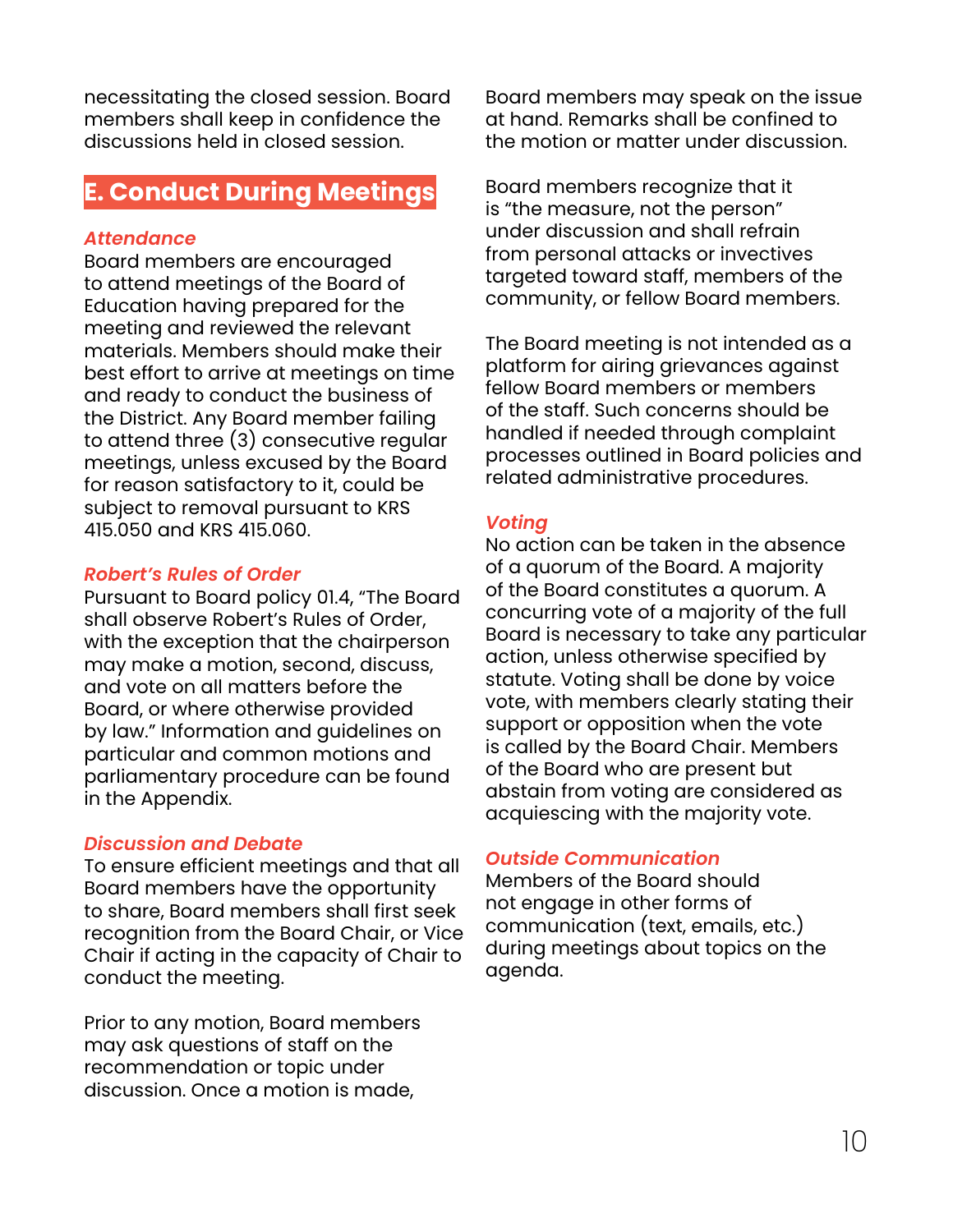necessitating the closed session. Board members shall keep in confidence the discussions held in closed session.

## E. Conduct During Meetings

### *Attendance*

Board members are encouraged to attend meetings of the Board of Education having prepared for the meeting and reviewed the relevant materials. Members should make their best effort to arrive at meetings on time and ready to conduct the business of the District. Any Board member failing to attend three (3) consecutive regular meetings, unless excused by the Board for reason satisfactory to it, could be subject to removal pursuant to KRS 415.050 and KRS 415.060.

### *Robert's Rules of Order*

Pursuant to Board policy 01.4, "The Board shall observe Robert's Rules of Order, with the exception that the chairperson may make a motion, second, discuss, and vote on all matters before the Board, or where otherwise provided by law." Information and guidelines on particular and common motions and parliamentary procedure can be found in the Appendix.

### *Discussion and Debate*

To ensure efficient meetings and that all Board members have the opportunity to share, Board members shall first seek recognition from the Board Chair, or Vice Chair if acting in the capacity of Chair to conduct the meeting.

Prior to any motion, Board members may ask questions of staff on the recommendation or topic under discussion. Once a motion is made, Board members may speak on the issue at hand. Remarks shall be confined to the motion or matter under discussion.

Board members recognize that it is "the measure, not the person" under discussion and shall refrain from personal attacks or invectives targeted toward staff, members of the community, or fellow Board members.

The Board meeting is not intended as a platform for airing grievances against fellow Board members or members of the staff. Such concerns should be handled if needed through complaint processes outlined in Board policies and related administrative procedures.

### *Voting*

No action can be taken in the absence of a quorum of the Board. A majority of the Board constitutes a quorum. A concurring vote of a majority of the full Board is necessary to take any particular action, unless otherwise specified by statute. Voting shall be done by voice vote, with members clearly stating their support or opposition when the vote is called by the Board Chair. Members of the Board who are present but abstain from voting are considered as acquiescing with the majority vote.

### *Outside Communication*

Members of the Board should not engage in other forms of communication (text, emails, etc.) during meetings about topics on the agenda.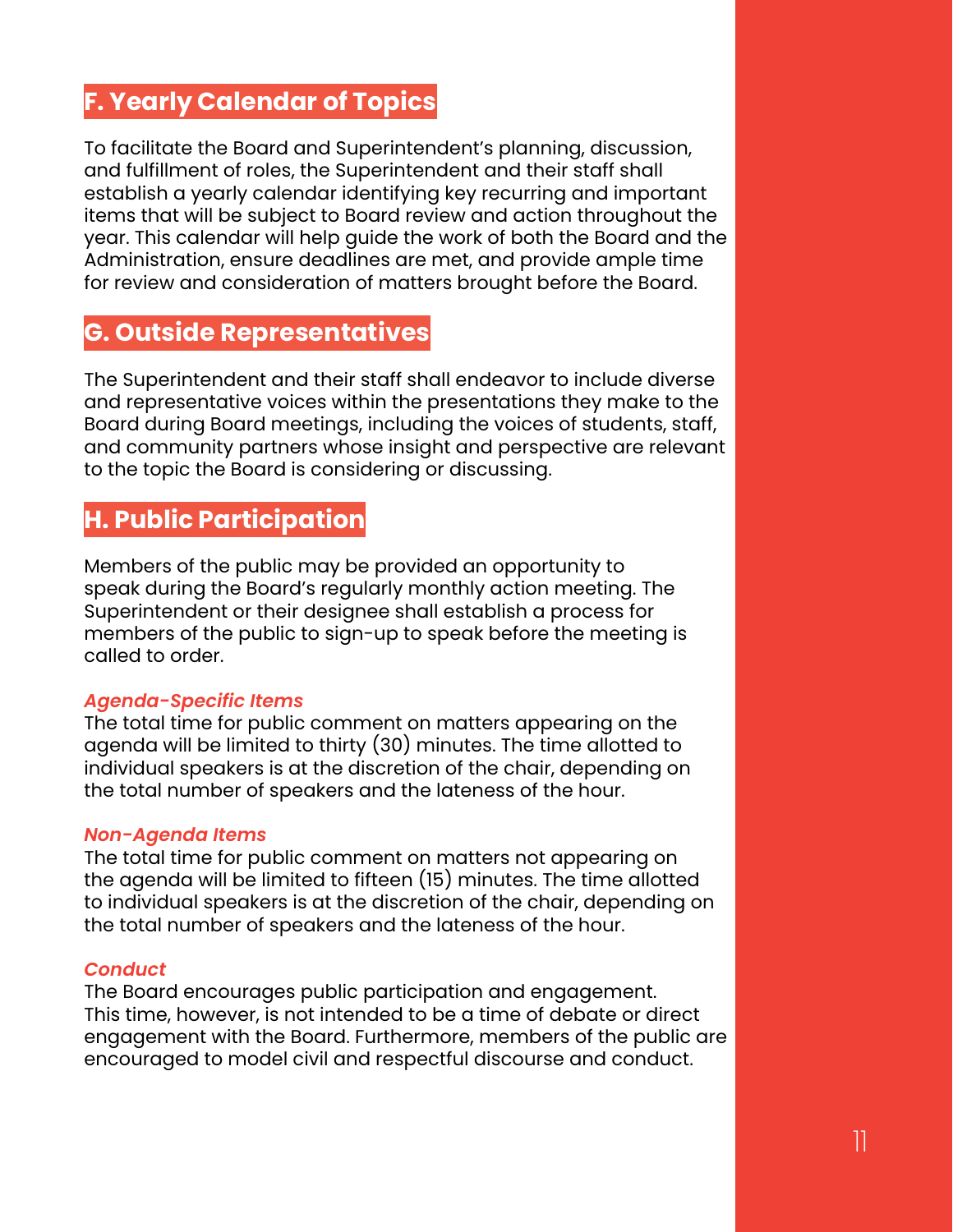## F. Yearly Calendar of Topics

To facilitate the Board and Superintendent's planning, discussion, and fulfillment of roles, the Superintendent and their staff shall establish a yearly calendar identifying key recurring and important items that will be subject to Board review and action throughout the year. This calendar will help guide the work of both the Board and the Administration, ensure deadlines are met, and provide ample time for review and consideration of matters brought before the Board.

## G. Outside Representatives

The Superintendent and their staff shall endeavor to include diverse and representative voices within the presentations they make to the Board during Board meetings, including the voices of students, staff, and community partners whose insight and perspective are relevant to the topic the Board is considering or discussing.

## H. Public Participation

Members of the public may be provided an opportunity to speak during the Board's regularly monthly action meeting. The Superintendent or their designee shall establish a process for members of the public to sign-up to speak before the meeting is called to order.

***Agenda-Specific Items***

The total time for public comment on matters appearing on the agenda will be limited to thirty (30) minutes. The time allotted to individual speakers is at the discretion of the chair, depending on the total number of speakers and the lateness of the hour.

***Non-Agenda Items***

The total time for public comment on matters not appearing on the agenda will be limited to fifteen (15) minutes. The time allotted to individual speakers is at the discretion of the chair, depending on the total number of speakers and the lateness of the hour.

***Conduct***

The Board encourages public participation and engagement. This time, however, is not intended to be a time of debate or direct engagement with the Board. Furthermore, members of the public are encouraged to model civil and respectful discourse and conduct.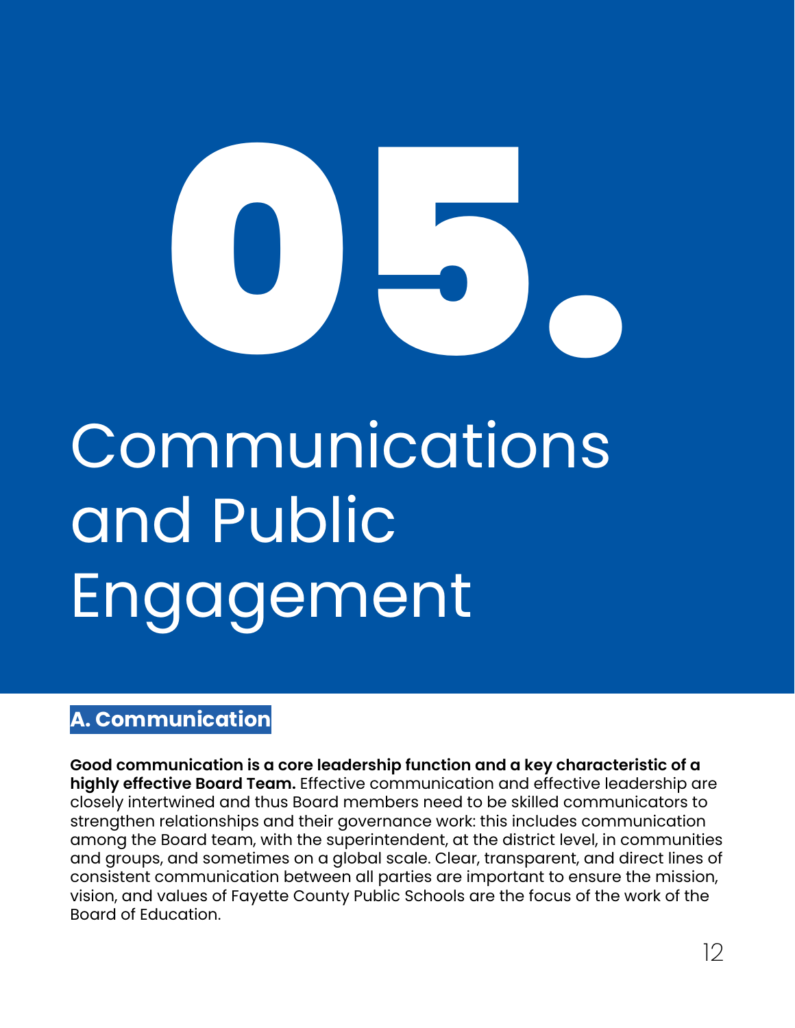# 05. Communications and Public Engagement

## A. Communication

**Good communication is a core leadership function and a key characteristic of a highly effective Board Team.** Effective communication and effective leadership are closely intertwined and thus Board members need to be skilled communicators to strengthen relationships and their governance work: this includes communication among the Board team, with the superintendent, at the district level, in communities and groups, and sometimes on a global scale. Clear, transparent, and direct lines of consistent communication between all parties are important to ensure the mission, vision, and values of Fayette County Public Schools are the focus of the work of the Board of Education.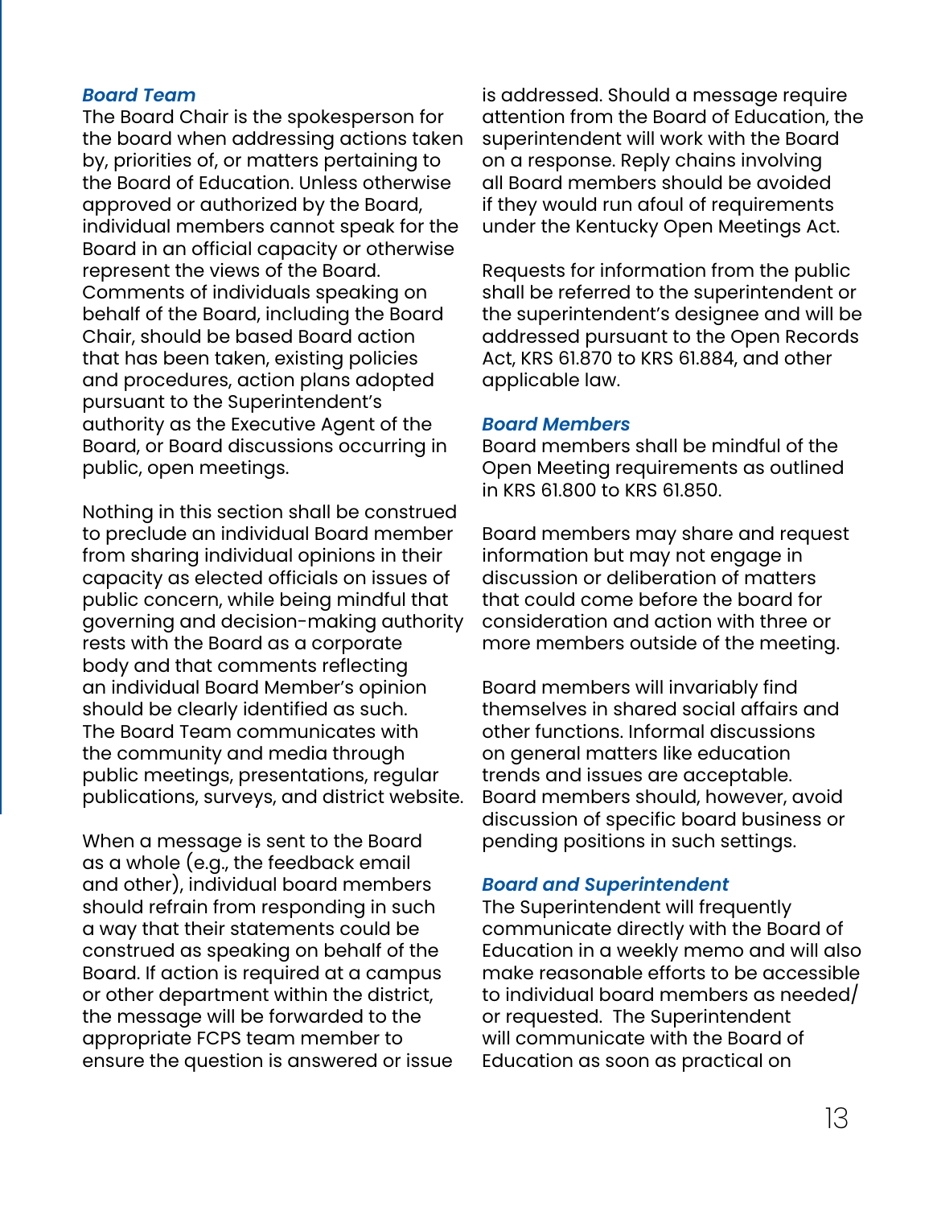### *Board Team*

The Board Chair is the spokesperson for the board when addressing actions taken by, priorities of, or matters pertaining to the Board of Education. Unless otherwise approved or authorized by the Board, individual members cannot speak for the Board in an official capacity or otherwise represent the views of the Board. Comments of individuals speaking on behalf of the Board, including the Board Chair, should be based Board action that has been taken, existing policies and procedures, action plans adopted pursuant to the Superintendent's authority as the Executive Agent of the Board, or Board discussions occurring in public, open meetings.

Nothing in this section shall be construed to preclude an individual Board member from sharing individual opinions in their capacity as elected officials on issues of public concern, while being mindful that governing and decision-making authority rests with the Board as a corporate body and that comments reflecting an individual Board Member's opinion should be clearly identified as such. The Board Team communicates with the community and media through public meetings, presentations, regular publications, surveys, and district website.

When a message is sent to the Board as a whole (e.g., the feedback email and other), individual board members should refrain from responding in such a way that their statements could be construed as speaking on behalf of the Board. If action is required at a campus or other department within the district, the message will be forwarded to the appropriate FCPS team member to ensure the question is answered or issue is addressed. Should a message require attention from the Board of Education, the superintendent will work with the Board on a response. Reply chains involving all Board members should be avoided if they would run afoul of requirements under the Kentucky Open Meetings Act.

Requests for information from the public shall be referred to the superintendent or the superintendent's designee and will be addressed pursuant to the Open Records Act, KRS 61.870 to KRS 61.884, and other applicable law.

### *Board Members*

Board members shall be mindful of the Open Meeting requirements as outlined in KRS 61.800 to KRS 61.850.

Board members may share and request information but may not engage in discussion or deliberation of matters that could come before the board for consideration and action with three or more members outside of the meeting.

Board members will invariably find themselves in shared social affairs and other functions. Informal discussions on general matters like education trends and issues are acceptable. Board members should, however, avoid discussion of specific board business or pending positions in such settings.

### *Board and Superintendent*

The Superintendent will frequently communicate directly with the Board of Education in a weekly memo and will also make reasonable efforts to be accessible to individual board members as needed/ or requested. The Superintendent will communicate with the Board of Education as soon as practical on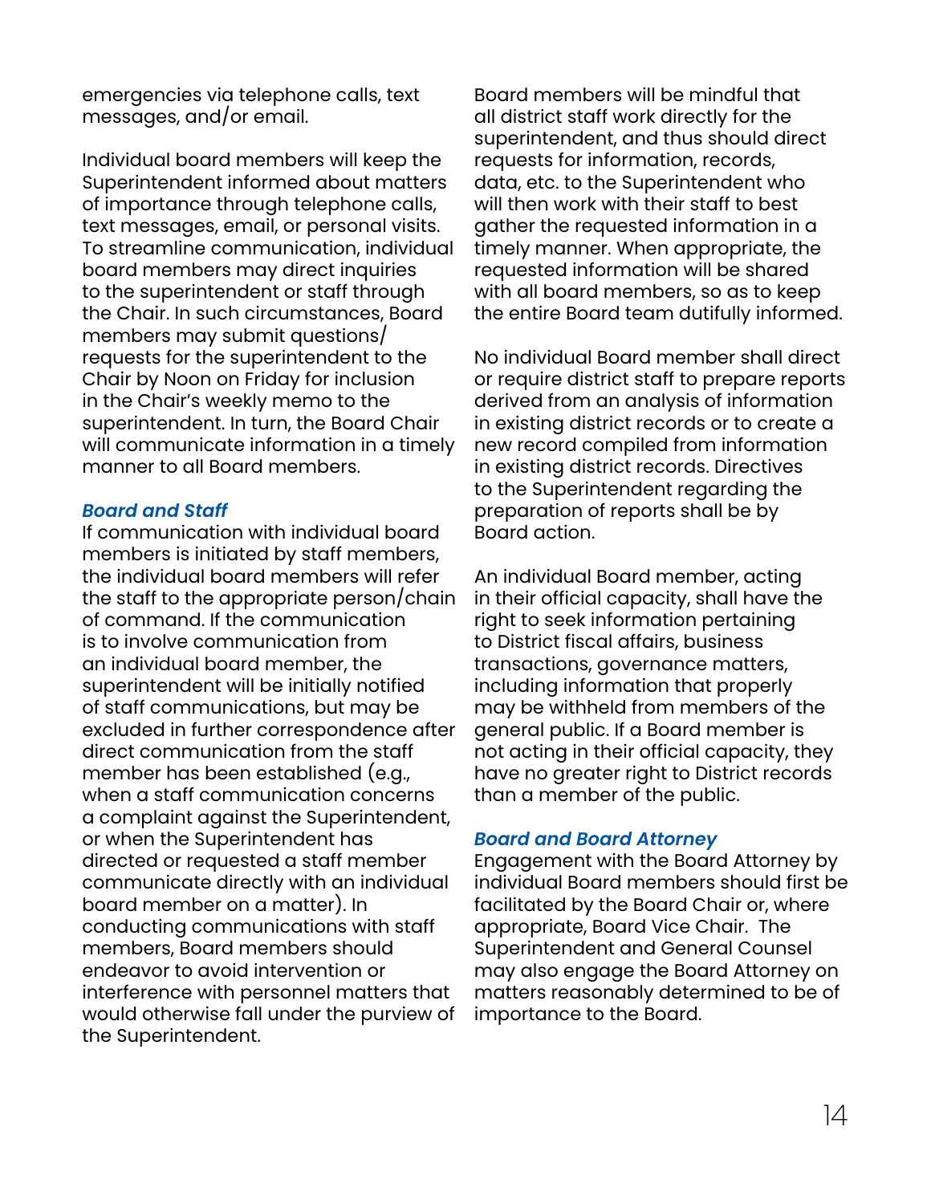emergencies via telephone calls, text messages, and/or email.

Individual board members will keep the Superintendent informed about matters of importance through telephone calls, text messages, email, or personal visits. To streamline communication, individual board members may direct inquiries to the superintendent or staff through the Chair. In such circumstances, Board members may submit questions/requests for the superintendent to the Chair by Noon on Friday for inclusion in the Chair's weekly memo to the superintendent. In turn, the Board Chair will communicate information in a timely manner to all Board members.

### *Board and Staff*

If communication with individual board members is initiated by staff members, the individual board members will refer the staff to the appropriate person/chain of command. If the communication is to involve communication from an individual board member, the superintendent will be initially notified of staff communications, but may be excluded in further correspondence after direct communication from the staff member has been established (e.g., when a staff communication concerns a complaint against the Superintendent, or when the Superintendent has directed or requested a staff member communicate directly with an individual board member on a matter). In conducting communications with staff members, Board members should endeavor to avoid intervention or interference with personnel matters that would otherwise fall under the purview of the Superintendent.

Board members will be mindful that all district staff work directly for the superintendent, and thus should direct requests for information, records, data, etc. to the Superintendent who will then work with their staff to best gather the requested information in a timely manner. When appropriate, the requested information will be shared with all board members, so as to keep the entire Board team dutifully informed.

No individual Board member shall direct or require district staff to prepare reports derived from an analysis of information in existing district records or to create a new record compiled from information in existing district records. Directives to the Superintendent regarding the preparation of reports shall be by Board action.

An individual Board member, acting in their official capacity, shall have the right to seek information pertaining to District fiscal affairs, business transactions, governance matters, including information that properly may be withheld from members of the general public. If a Board member is not acting in their official capacity, they have no greater right to District records than a member of the public.

### *Board and Board Attorney*

Engagement with the Board Attorney by individual Board members should first be facilitated by the Board Chair or, where appropriate, Board Vice Chair. The Superintendent and General Counsel may also engage the Board Attorney on matters reasonably determined to be of importance to the Board.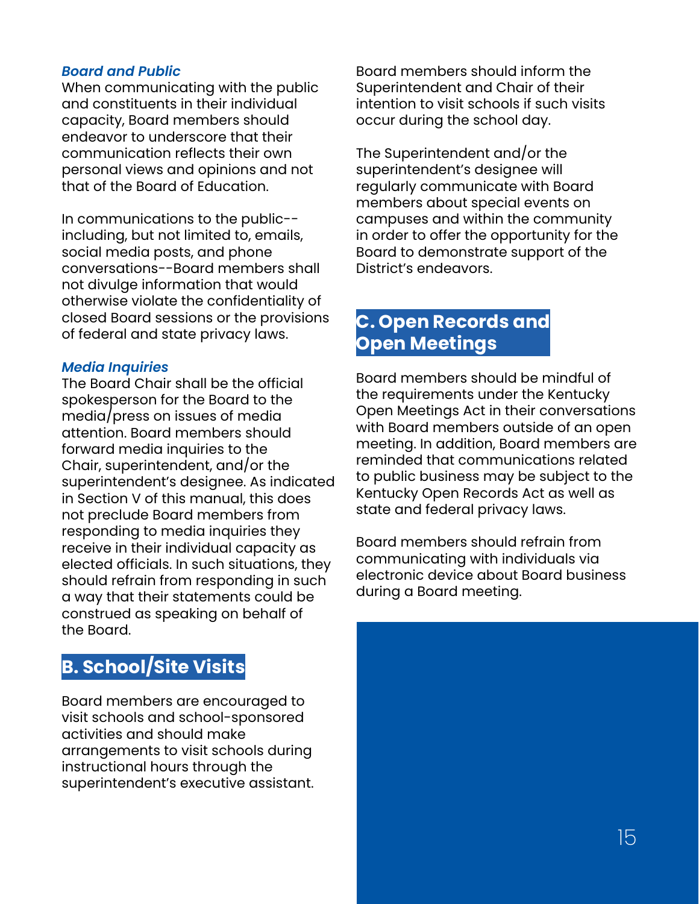### *Board and Public*

When communicating with the public and constituents in their individual capacity, Board members should endeavor to underscore that their communication reflects their own personal views and opinions and not that of the Board of Education.

In communications to the public--including, but not limited to, emails, social media posts, and phone conversations--Board members shall not divulge information that would otherwise violate the confidentiality of closed Board sessions or the provisions of federal and state privacy laws.

### *Media Inquiries*

The Board Chair shall be the official spokesperson for the Board to the media/press on issues of media attention. Board members should forward media inquiries to the Chair, superintendent, and/or the superintendent's designee. As indicated in Section V of this manual, this does not preclude Board members from responding to media inquiries they receive in their individual capacity as elected officials. In such situations, they should refrain from responding in such a way that their statements could be construed as speaking on behalf of the Board.

## B. School/Site Visits

Board members are encouraged to visit schools and school-sponsored activities and should make arrangements to visit schools during instructional hours through the superintendent's executive assistant.

Board members should inform the Superintendent and Chair of their intention to visit schools if such visits occur during the school day.

The Superintendent and/or the superintendent's designee will regularly communicate with Board members about special events on campuses and within the community in order to offer the opportunity for the Board to demonstrate support of the District's endeavors.

## C. Open Records and Open Meetings

Board members should be mindful of the requirements under the Kentucky Open Meetings Act in their conversations with Board members outside of an open meeting. In addition, Board members are reminded that communications related to public business may be subject to the Kentucky Open Records Act as well as state and federal privacy laws.

Board members should refrain from communicating with individuals via electronic device about Board business during a Board meeting.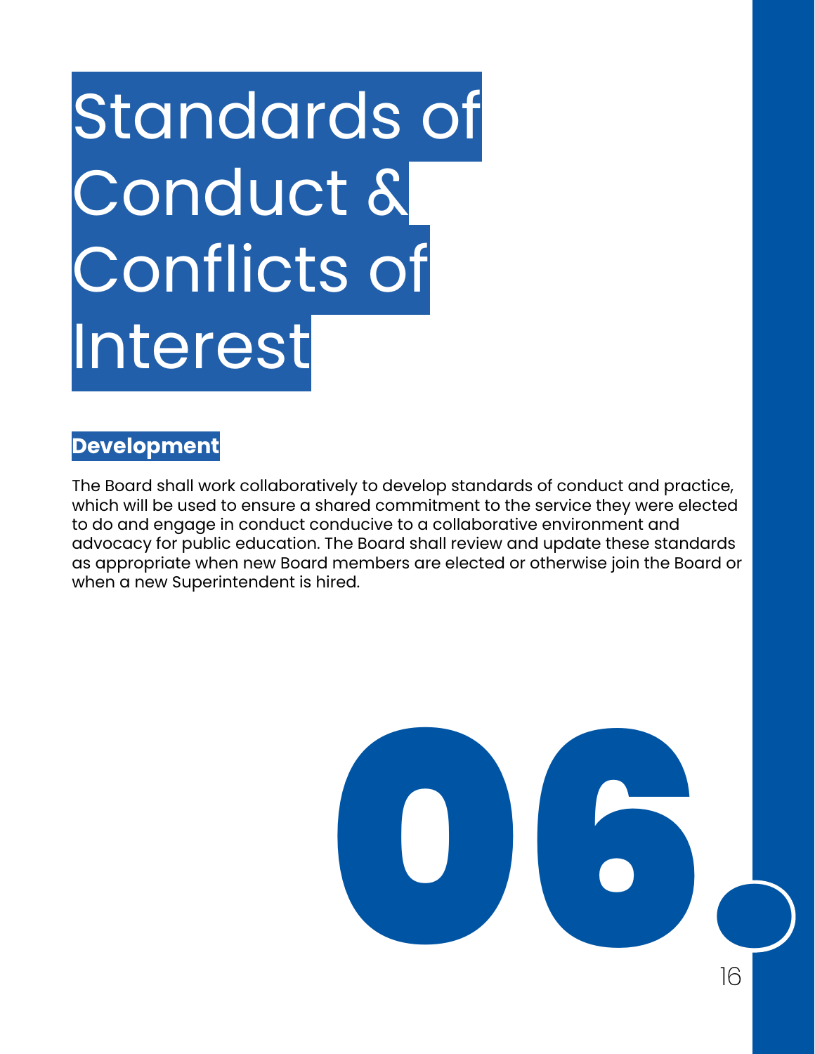# Standards of Conduct & Conflicts of Interest

## Development

The Board shall work collaboratively to develop standards of conduct and practice, which will be used to ensure a shared commitment to the service they were elected to do and engage in conduct conducive to a collaborative environment and advocacy for public education. The Board shall review and update these standards as appropriate when new Board members are elected or otherwise join the Board or when a new Superintendent is hired.

06.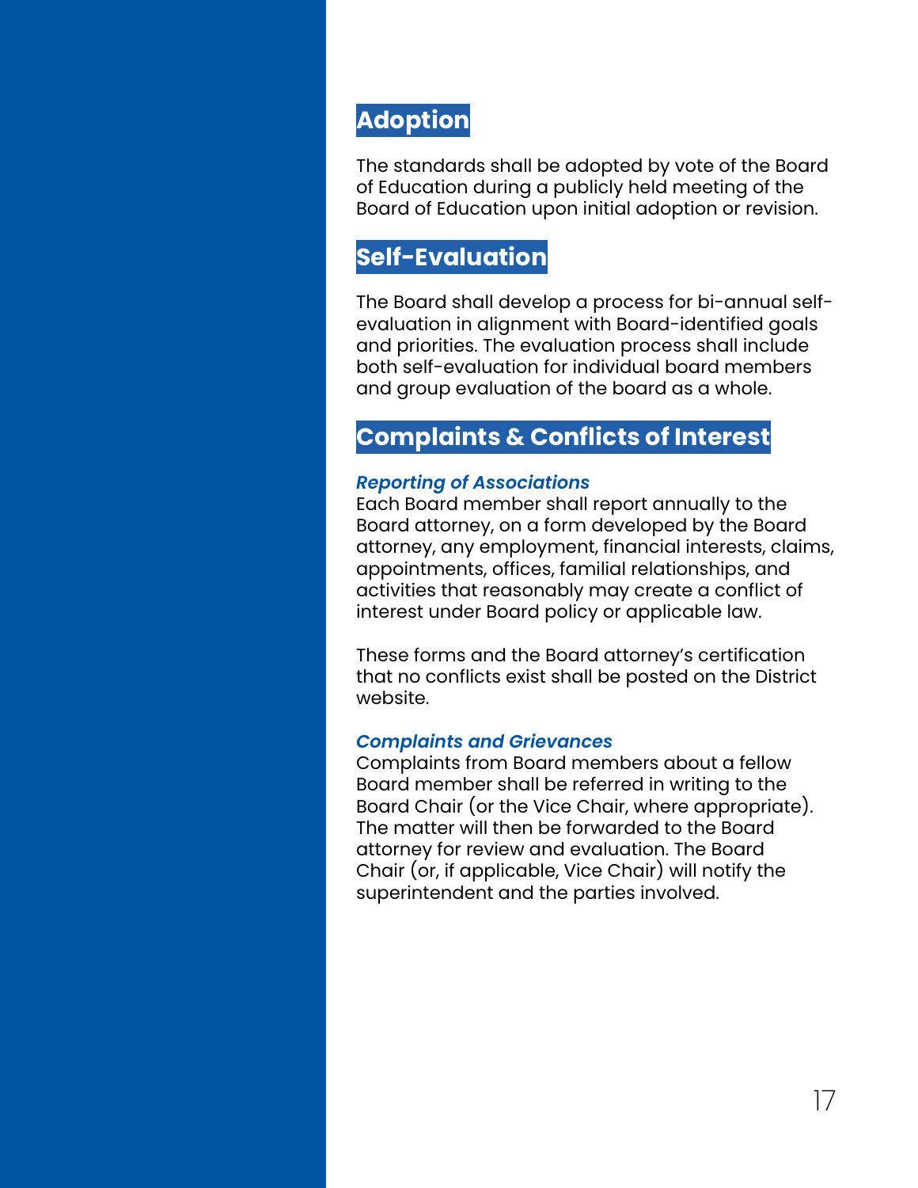## Adoption

The standards shall be adopted by vote of the Board of Education during a publicly held meeting of the Board of Education upon initial adoption or revision.

## Self-Evaluation

The Board shall develop a process for bi-annual self-evaluation in alignment with Board-identified goals and priorities. The evaluation process shall include both self-evaluation for individual board members and group evaluation of the board as a whole.

## Complaints & Conflicts of Interest

### *Reporting of Associations*

Each Board member shall report annually to the Board attorney, on a form developed by the Board attorney, any employment, financial interests, claims, appointments, offices, familial relationships, and activities that reasonably may create a conflict of interest under Board policy or applicable law.

These forms and the Board attorney's certification that no conflicts exist shall be posted on the District website.

### *Complaints and Grievances*

Complaints from Board members about a fellow Board member shall be referred in writing to the Board Chair (or the Vice Chair, where appropriate). The matter will then be forwarded to the Board attorney for review and evaluation. The Board Chair (or, if applicable, Vice Chair) will notify the superintendent and the parties involved.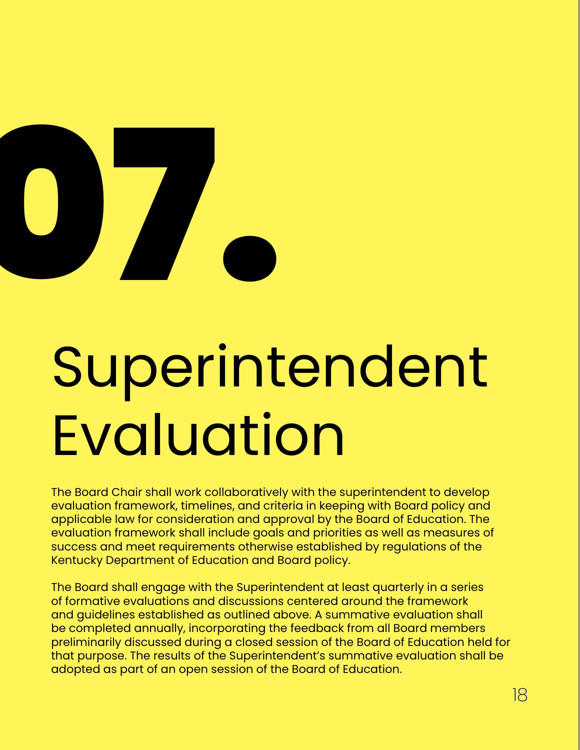# 07.

# Superintendent Evaluation

The Board Chair shall work collaboratively with the superintendent to develop evaluation framework, timelines, and criteria in keeping with Board policy and applicable law for consideration and approval by the Board of Education. The evaluation framework shall include goals and priorities as well as measures of success and meet requirements otherwise established by regulations of the Kentucky Department of Education and Board policy.

The Board shall engage with the Superintendent at least quarterly in a series of formative evaluations and discussions centered around the framework and guidelines established as outlined above. A summative evaluation shall be completed annually, incorporating the feedback from all Board members preliminarily discussed during a closed session of the Board of Education held for that purpose. The results of the Superintendent's summative evaluation shall be adopted as part of an open session of the Board of Education.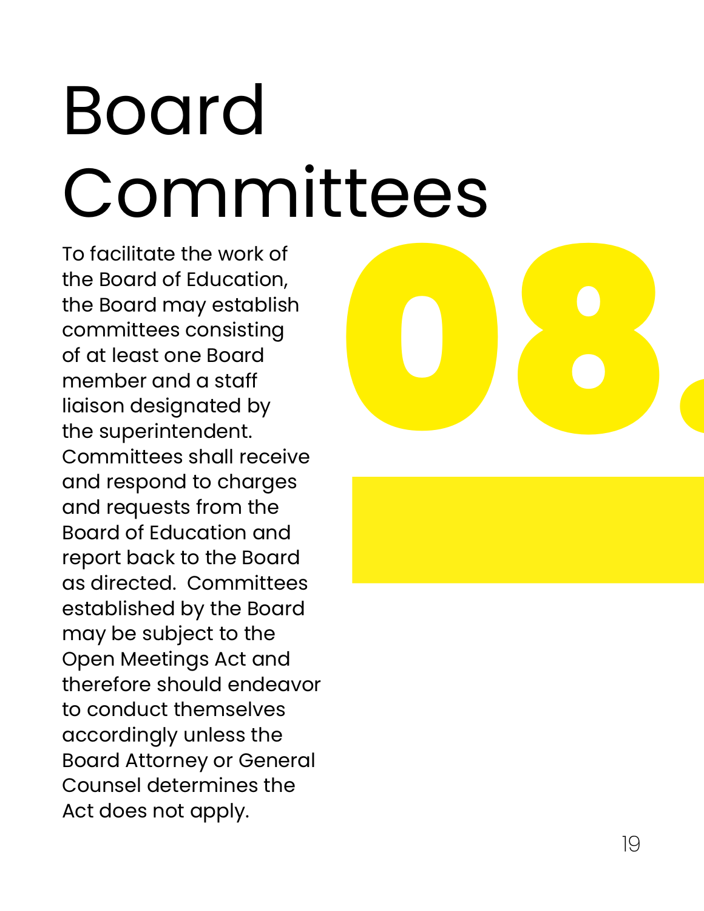# Board Committees

08.

To facilitate the work of the Board of Education, the Board may establish committees consisting of at least one Board member and a staff liaison designated by the superintendent. Committees shall receive and respond to charges and requests from the Board of Education and report back to the Board as directed. Committees established by the Board may be subject to the Open Meetings Act and therefore should endeavor to conduct themselves accordingly unless the Board Attorney or General Counsel determines the Act does not apply.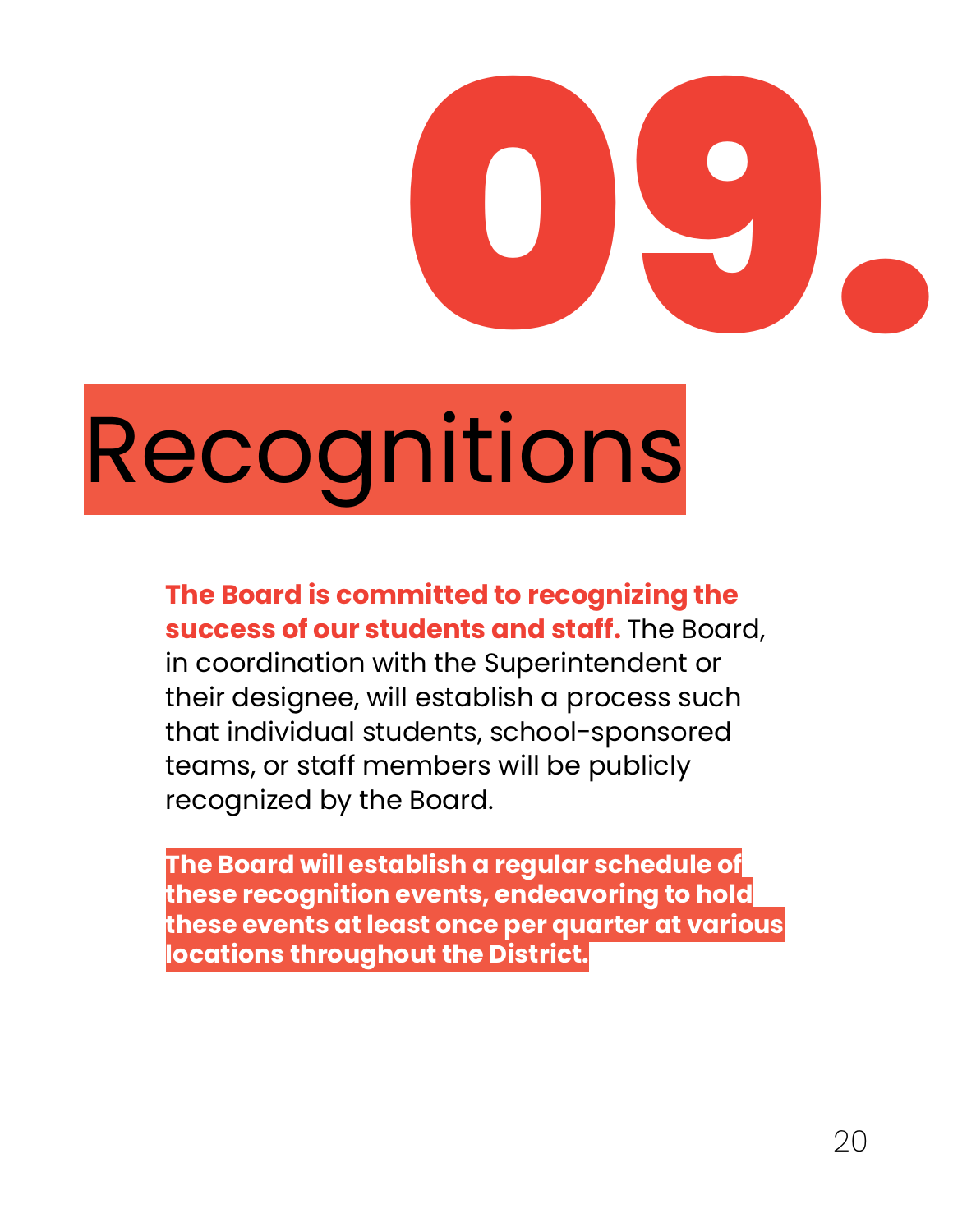# 09. Recognitions

**The Board is committed to recognizing the success of our students and staff.** The Board, in coordination with the Superintendent or their designee, will establish a process such that individual students, school-sponsored teams, or staff members will be publicly recognized by the Board.

**The Board will establish a regular schedule of these recognition events, endeavoring to hold these events at least once per quarter at various locations throughout the District.**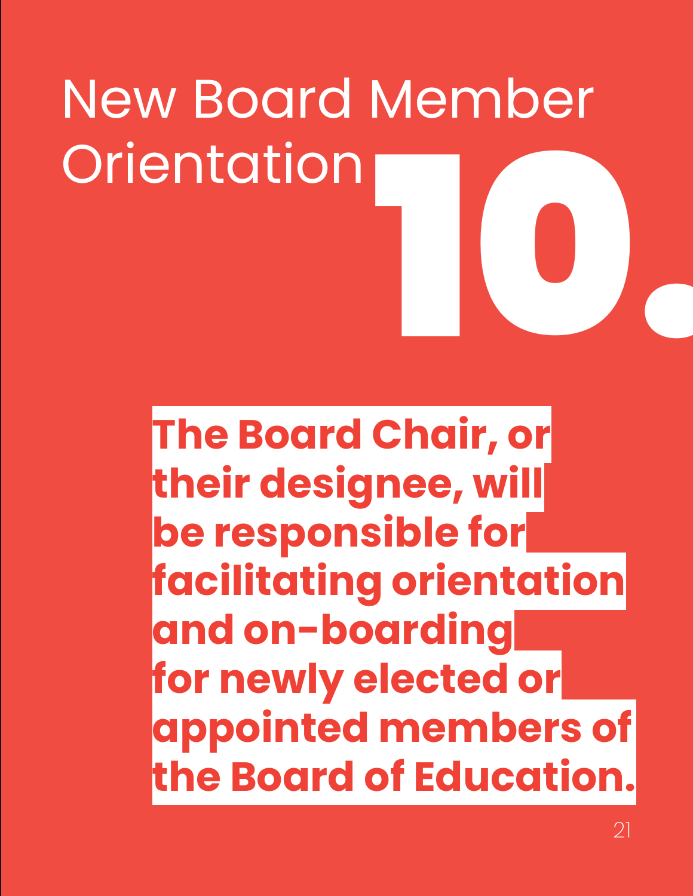# New Board Member Orientation

# 10.

**The Board Chair, or their designee, will be responsible for facilitating orientation and on-boarding for newly elected or appointed members of the Board of Education.**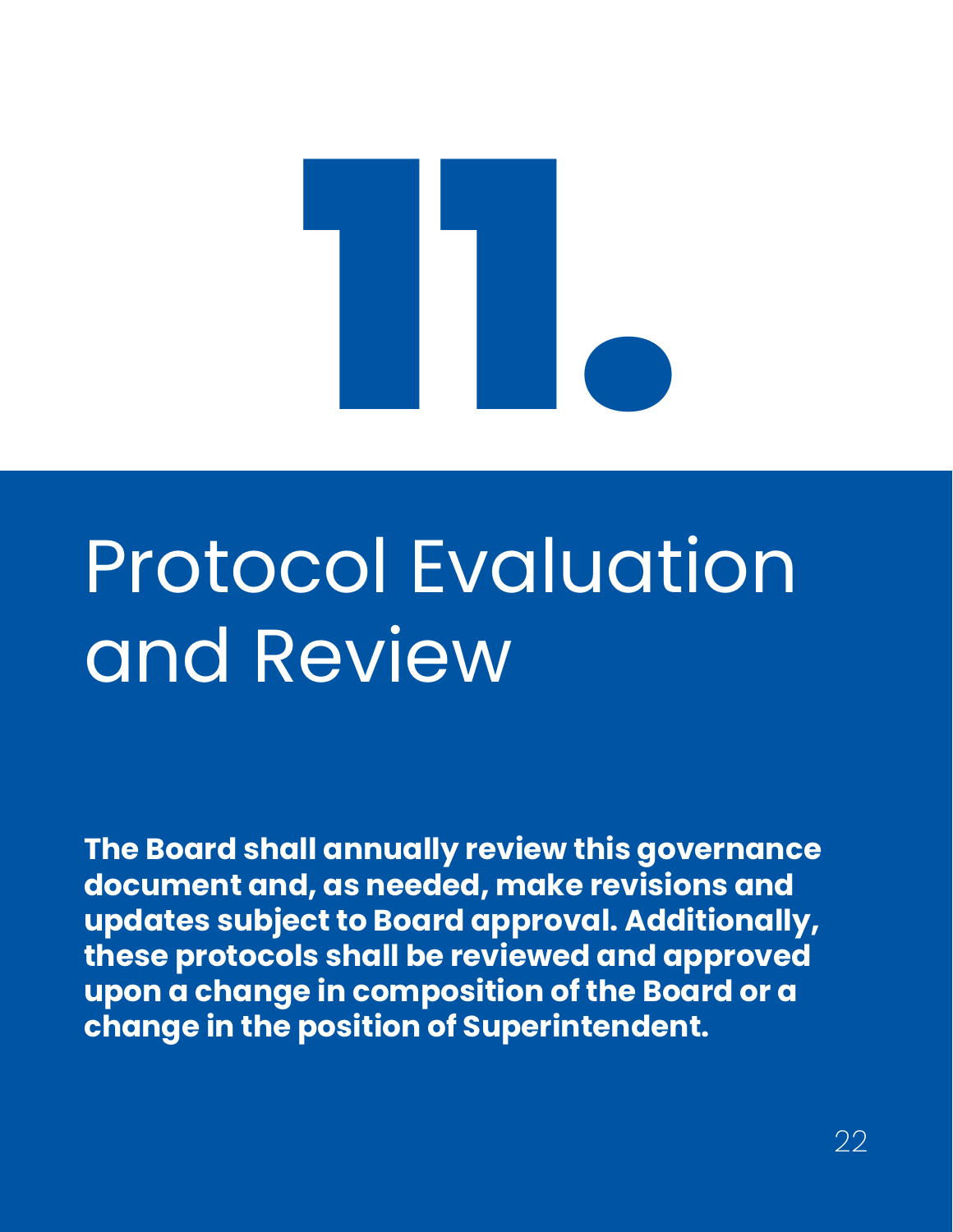# 11.

# Protocol Evaluation and Review

**The Board shall annually review this governance document and, as needed, make revisions and updates subject to Board approval. Additionally, these protocols shall be reviewed and approved upon a change in composition of the Board or a change in the position of Superintendent.**